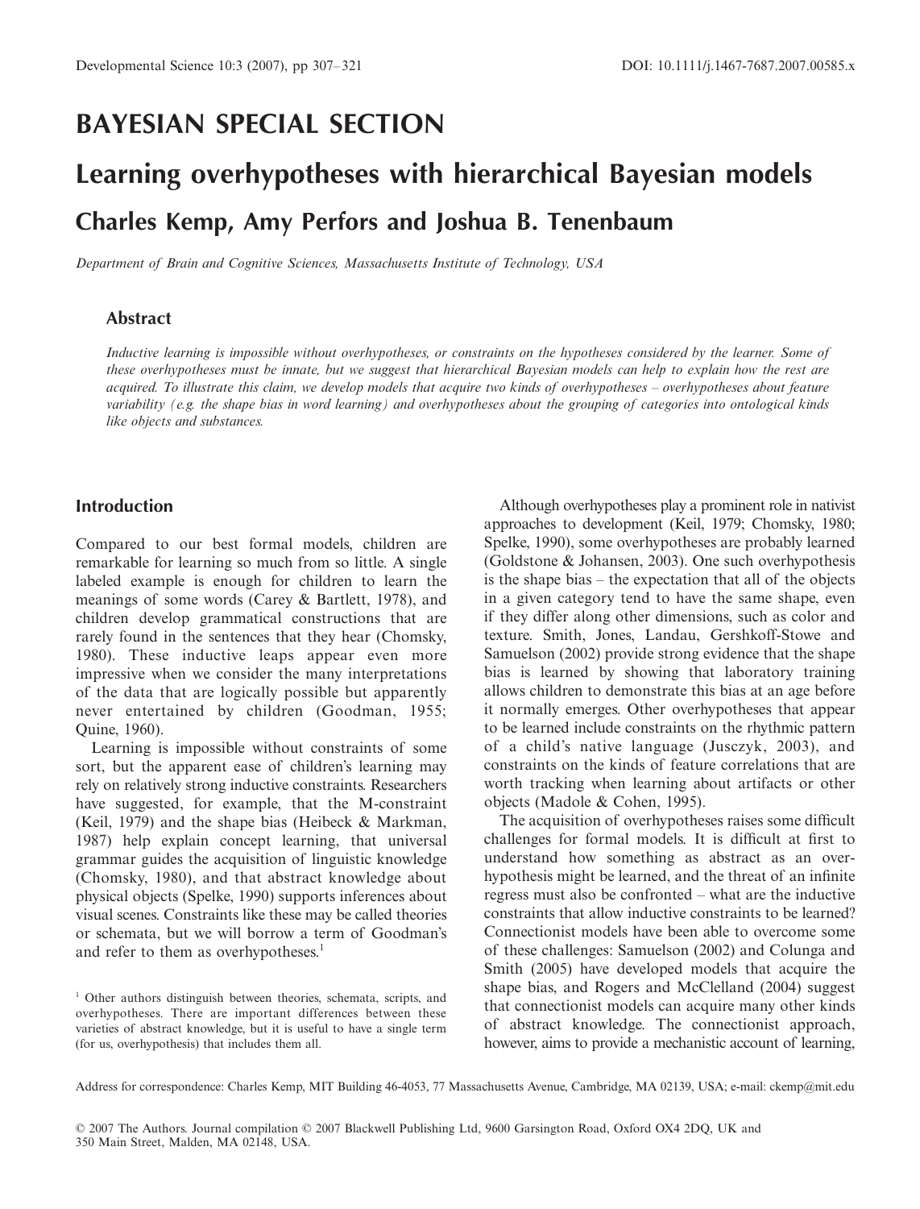# BAYESIAN SPECIAL SECTION

# Learning overhypotheses with hierarchical Bayesian models

## Charles Kemp, Amy Perfors and Joshua B. Tenenbaum

*Department of Brain and Cognitive Sciences, Massachusetts Institute of Technology, USA*

### Abstract

*Inductive learning is impossible without overhypotheses, or constraints on the hypotheses considered by the learner. Some of these overhypotheses must be innate, but we suggest that hierarchical Bayesian models can help to explain how the rest are acquired. To illustrate this claim, we develop models that acquire two kinds of overhypotheses – overhypotheses about feature variability (e.g. the shape bias in word learning) and overhypotheses about the grouping of categories into ontological kinds like objects and substances.*

### Introduction

Compared to our best formal models, children are remarkable for learning so much from so little. A single labeled example is enough for children to learn the meanings of some words (Carey & Bartlett, 1978), and children develop grammatical constructions that are rarely found in the sentences that they hear (Chomsky, 1980). These inductive leaps appear even more impressive when we consider the many interpretations of the data that are logically possible but apparently never entertained by children (Goodman, 1955; Quine, 1960).

Learning is impossible without constraints of some sort, but the apparent ease of children's learning may rely on relatively strong inductive constraints. Researchers have suggested, for example, that the M-constraint (Keil, 1979) and the shape bias (Heibeck & Markman, 1987) help explain concept learning, that universal grammar guides the acquisition of linguistic knowledge (Chomsky, 1980), and that abstract knowledge about physical objects (Spelke, 1990) supports inferences about visual scenes. Constraints like these may be called theories or schemata, but we will borrow a term of Goodman's and refer to them as overhypotheses.[1]

[1] Other authors distinguish between theories, schemata, scripts, and overhypotheses. There are important differences between these varieties of abstract knowledge, but it is useful to have a single term (for us, overhypothesis) that includes them all.

Although overhypotheses play a prominent role in nativist approaches to development (Keil, 1979; Chomsky, 1980; Spelke, 1990), some overhypotheses are probably learned (Goldstone & Johansen, 2003). One such overhypothesis is the shape bias – the expectation that all of the objects in a given category tend to have the same shape, even if they differ along other dimensions, such as color and texture. Smith, Jones, Landau, Gershkoff-Stowe and Samuelson (2002) provide strong evidence that the shape bias is learned by showing that laboratory training allows children to demonstrate this bias at an age before it normally emerges. Other overhypotheses that appear to be learned include constraints on the rhythmic pattern of a child's native language (Jusczyk, 2003), and constraints on the kinds of feature correlations that are worth tracking when learning about artifacts or other objects (Madole & Cohen, 1995).

The acquisition of overhypotheses raises some difficult challenges for formal models. It is difficult at first to understand how something as abstract as an overhypothesis might be learned, and the threat of an infinite regress must also be confronted – what are the inductive constraints that allow inductive constraints to be learned? Connectionist models have been able to overcome some of these challenges: Samuelson (2002) and Colunga and Smith (2005) have developed models that acquire the shape bias, and Rogers and McClelland (2004) suggest that connectionist models can acquire many other kinds of abstract knowledge. The connectionist approach, however, aims to provide a mechanistic account of learning,

Address for correspondence: Charles Kemp, MIT Building 46-4053, 77 Massachusetts Avenue, Cambridge, MA 02139, USA; e-mail: ckemp@mit.edu

© 2007 The Authors. Journal compilation © 2007 Blackwell Publishing Ltd, 9600 Garsington Road, Oxford OX4 2DQ, UK and 350 Main Street, Malden, MA 02148, USA.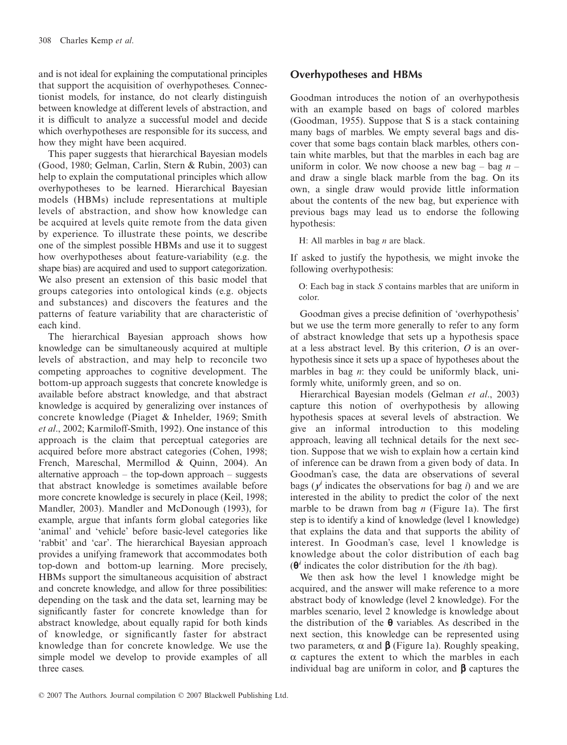and is not ideal for explaining the computational principles that support the acquisition of overhypotheses. Connectionist models, for instance, do not clearly distinguish between knowledge at different levels of abstraction, and it is difficult to analyze a successful model and decide which overhypotheses are responsible for its success, and how they might have been acquired.

This paper suggests that hierarchical Bayesian models (Good, 1980; Gelman, Carlin, Stern & Rubin, 2003) can help to explain the computational principles which allow overhypotheses to be learned. Hierarchical Bayesian models (HBMs) include representations at multiple levels of abstraction, and show how knowledge can be acquired at levels quite remote from the data given by experience. To illustrate these points, we describe one of the simplest possible HBMs and use it to suggest how overhypotheses about feature-variability (e.g. the shape bias) are acquired and used to support categorization. We also present an extension of this basic model that groups categories into ontological kinds (e.g. objects and substances) and discovers the features and the patterns of feature variability that are characteristic of each kind.

The hierarchical Bayesian approach shows how knowledge can be simultaneously acquired at multiple levels of abstraction, and may help to reconcile two competing approaches to cognitive development. The bottom-up approach suggests that concrete knowledge is available before abstract knowledge, and that abstract knowledge is acquired by generalizing over instances of concrete knowledge (Piaget & Inhelder, 1969; Smith *et al*., 2002; Karmiloff-Smith, 1992). One instance of this approach is the claim that perceptual categories are acquired before more abstract categories (Cohen, 1998; French, Mareschal, Mermillod & Quinn, 2004). An alternative approach – the top-down approach – suggests that abstract knowledge is sometimes available before more concrete knowledge is securely in place (Keil, 1998; Mandler, 2003). Mandler and McDonough (1993), for example, argue that infants form global categories like 'animal' and 'vehicle' before basic-level categories like 'rabbit' and 'car'. The hierarchical Bayesian approach provides a unifying framework that accommodates both top-down and bottom-up learning. More precisely, HBMs support the simultaneous acquisition of abstract and concrete knowledge, and allow for three possibilities: depending on the task and the data set, learning may be significantly faster for concrete knowledge than for abstract knowledge, about equally rapid for both kinds of knowledge, or significantly faster for abstract knowledge than for concrete knowledge. We use the simple model we develop to provide examples of all three cases.

## Overhypotheses and HBMs

Goodman introduces the notion of an overhypothesis with an example based on bags of colored marbles (Goodman, 1955). Suppose that S is a stack containing many bags of marbles. We empty several bags and discover that some bags contain black marbles, others contain white marbles, but that the marbles in each bag are uniform in color. We now choose a new bag – bag $n$ – and draw a single black marble from the bag. On its own, a single draw would provide little information about the contents of the new bag, but experience with previous bags may lead us to endorse the following hypothesis:

> H: All marbles in bag $n$ are black.

If asked to justify the hypothesis, we might invoke the following overhypothesis:

> O: Each bag in stack $S$ contains marbles that are uniform in color.

Goodman gives a precise definition of 'overhypothesis' but we use the term more generally to refer to any form of abstract knowledge that sets up a hypothesis space at a less abstract level. By this criterion, $O$ is an overhypothesis since it sets up a space of hypotheses about the marbles in bag $n$: they could be uniformly black, uniformly white, uniformly green, and so on.

Hierarchical Bayesian models (Gelman *et al*., 2003) capture this notion of overhypothesis by allowing hypothesis spaces at several levels of abstraction. We give an informal introduction to this modeling approach, leaving all technical details for the next section. Suppose that we wish to explain how a certain kind of inference can be drawn from a given body of data. In Goodman's case, the data are observations of several bags ($\mathbf{y}^i$ indicates the observations for bag $i$) and we are interested in the ability to predict the color of the next marble to be drawn from bag $n$ (Figure 1a). The first step is to identify a kind of knowledge (level 1 knowledge) that explains the data and that supports the ability of interest. In Goodman's case, level 1 knowledge is knowledge about the color distribution of each bag ($\boldsymbol{\theta}^i$ indicates the color distribution for the $i$th bag).

We then ask how the level 1 knowledge might be acquired, and the answer will make reference to a more abstract body of knowledge (level 2 knowledge). For the marbles scenario, level 2 knowledge is knowledge about the distribution of the $\boldsymbol{\theta}$ variables. As described in the next section, this knowledge can be represented using two parameters, $\alpha$ and $\boldsymbol{\beta}$ (Figure 1a). Roughly speaking, $\alpha$ captures the extent to which the marbles in each individual bag are uniform in color, and $\boldsymbol{\beta}$ captures the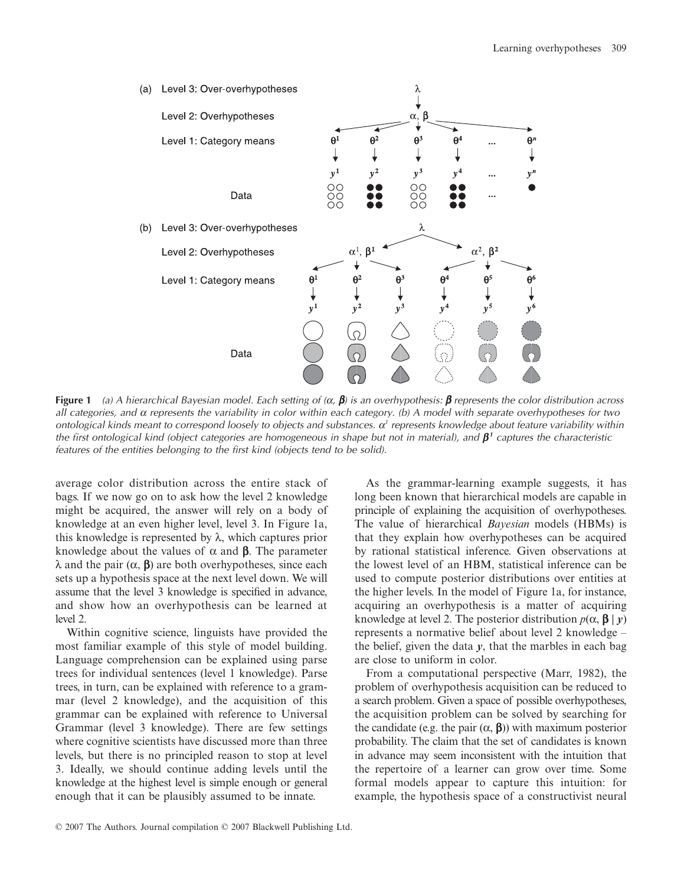**Figure 1** *(a) A hierarchical Bayesian model. Each setting of ($\alpha$, $\boldsymbol{\beta}$) is an overhypothesis: $\boldsymbol{\beta}$ represents the color distribution across all categories, and $\alpha$ represents the variability in color within each category. (b) A model with separate overhypotheses for two ontological kinds meant to correspond loosely to objects and substances. $\alpha^1$ represents knowledge about feature variability within the first ontological kind (object categories are homogeneous in shape but not in material), and $\boldsymbol{\beta}^1$ captures the characteristic features of the entities belonging to the first kind (objects tend to be solid).*

average color distribution across the entire stack of bags. If we now go on to ask how the level 2 knowledge might be acquired, the answer will rely on a body of knowledge at an even higher level, level 3. In Figure 1a, this knowledge is represented by $\lambda$, which captures prior knowledge about the values of $\alpha$ and $\boldsymbol{\beta}$. The parameter $\lambda$ and the pair ($\alpha$, $\boldsymbol{\beta}$) are both overhypotheses, since each sets up a hypothesis space at the next level down. We will assume that the level 3 knowledge is specified in advance, and show how an overhypothesis can be learned at level 2.

Within cognitive science, linguists have provided the most familiar example of this style of model building. Language comprehension can be explained using parse trees for individual sentences (level 1 knowledge). Parse trees, in turn, can be explained with reference to a grammar (level 2 knowledge), and the acquisition of this grammar can be explained with reference to Universal Grammar (level 3 knowledge). There are few settings where cognitive scientists have discussed more than three levels, but there is no principled reason to stop at level 3. Ideally, we should continue adding levels until the knowledge at the highest level is simple enough or general enough that it can be plausibly assumed to be innate.

As the grammar-learning example suggests, it has long been known that hierarchical models are capable in principle of explaining the acquisition of overhypotheses. The value of hierarchical *Bayesian* models (HBMs) is that they explain how overhypotheses can be acquired by rational statistical inference. Given observations at the lowest level of an HBM, statistical inference can be used to compute posterior distributions over entities at the higher levels. In the model of Figure 1a, for instance, acquiring an overhypothesis is a matter of acquiring knowledge at level 2. The posterior distribution $p(\alpha, \boldsymbol{\beta} \mid \boldsymbol{y})$ represents a normative belief about level 2 knowledge – the belief, given the data $\boldsymbol{y}$, that the marbles in each bag are close to uniform in color.

From a computational perspective (Marr, 1982), the problem of overhypothesis acquisition can be reduced to a search problem. Given a space of possible overhypotheses, the acquisition problem can be solved by searching for the candidate (e.g. the pair ($\alpha$, $\boldsymbol{\beta}$)) with maximum posterior probability. The claim that the set of candidates is known in advance may seem inconsistent with the intuition that the repertoire of a learner can grow over time. Some formal models appear to capture this intuition: for example, the hypothesis space of a constructivist neural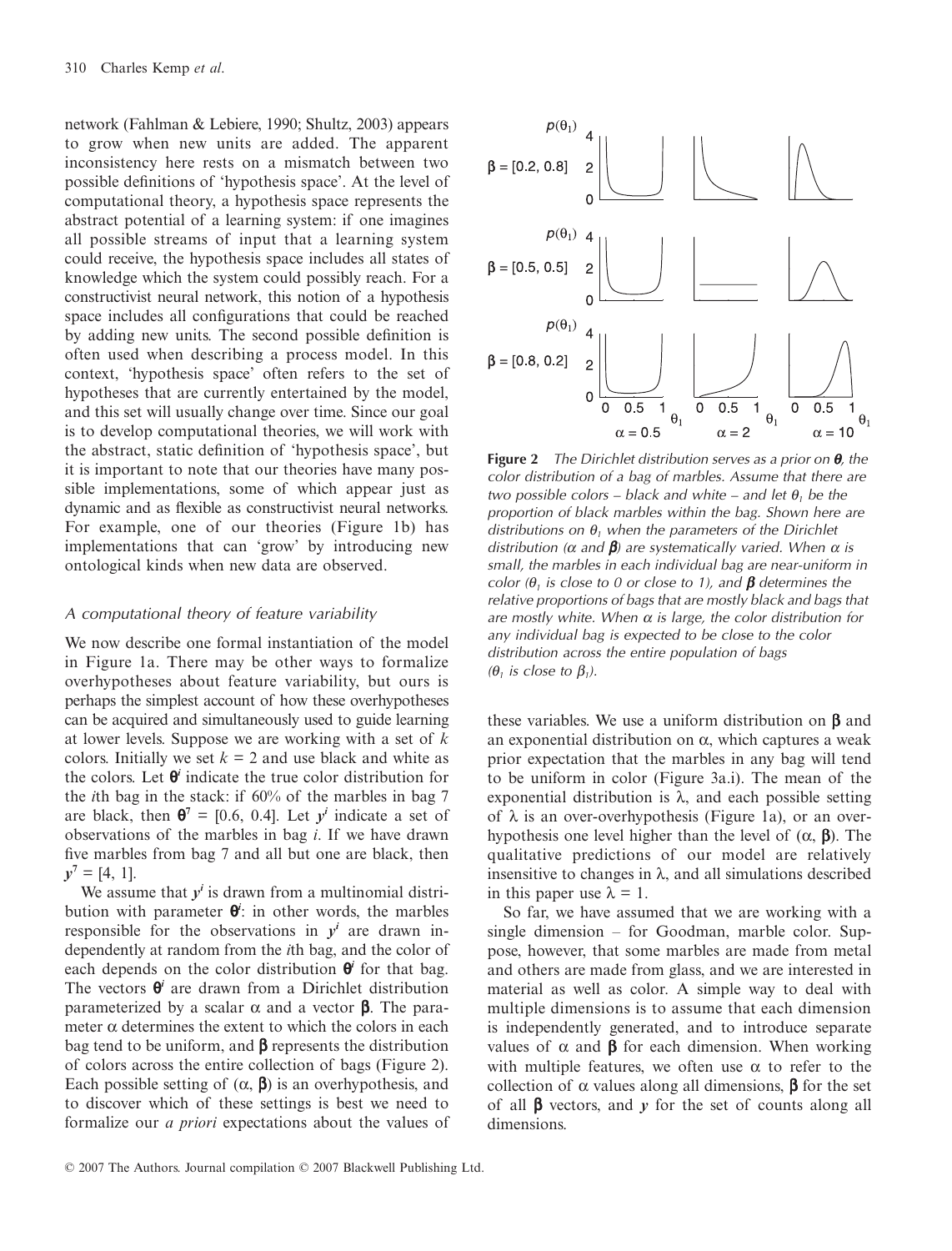network (Fahlman & Lebiere, 1990; Shultz, 2003) appears to grow when new units are added. The apparent inconsistency here rests on a mismatch between two possible definitions of 'hypothesis space'. At the level of computational theory, a hypothesis space represents the abstract potential of a learning system: if one imagines all possible streams of input that a learning system could receive, the hypothesis space includes all states of knowledge which the system could possibly reach. For a constructivist neural network, this notion of a hypothesis space includes all configurations that could be reached by adding new units. The second possible definition is often used when describing a process model. In this context, 'hypothesis space' often refers to the set of hypotheses that are currently entertained by the model, and this set will usually change over time. Since our goal is to develop computational theories, we will work with the abstract, static definition of 'hypothesis space', but it is important to note that our theories have many possible implementations, some of which appear just as dynamic and as flexible as constructivist neural networks. For example, one of our theories (Figure 1b) has implementations that can 'grow' by introducing new ontological kinds when new data are observed.

### *A computational theory of feature variability*

We now describe one formal instantiation of the model in Figure 1a. There may be other ways to formalize overhypotheses about feature variability, but ours is perhaps the simplest account of how these overhypotheses can be acquired and simultaneously used to guide learning at lower levels. Suppose we are working with a set of $k$ colors. Initially we set $k = 2$ and use black and white as the colors. Let $\boldsymbol{\theta}^i$ indicate the true color distribution for the $i$th bag in the stack: if 60% of the marbles in bag 7 are black, then $\boldsymbol{\theta}^7 = [0.6, 0.4]$. Let $\boldsymbol{y}^i$ indicate a set of observations of the marbles in bag $i$. If we have drawn five marbles from bag 7 and all but one are black, then $\boldsymbol{y}^7 = [4, 1]$.

We assume that $\boldsymbol{y}^i$ is drawn from a multinomial distribution with parameter $\boldsymbol{\theta}^i$: in other words, the marbles responsible for the observations in $\boldsymbol{y}^i$ are drawn independently at random from the $i$th bag, and the color of each depends on the color distribution $\boldsymbol{\theta}^i$ for that bag. The vectors $\boldsymbol{\theta}^i$ are drawn from a Dirichlet distribution parameterized by a scalar $\alpha$ and a vector $\boldsymbol{\beta}$. The parameter $\alpha$ determines the extent to which the colors in each bag tend to be uniform, and $\boldsymbol{\beta}$ represents the distribution of colors across the entire collection of bags (Figure 2). Each possible setting of $(\alpha, \boldsymbol{\beta})$ is an overhypothesis, and to discover which of these settings is best we need to formalize our *a priori* expectations about the values of these variables. We use a uniform distribution on $\boldsymbol{\beta}$ and an exponential distribution on $\alpha$, which captures a weak prior expectation that the marbles in any bag will tend to be uniform in color (Figure 3a.i). The mean of the exponential distribution is $\lambda$, and each possible setting of $\lambda$ is an over-overhypothesis (Figure 1a), or an overhypothesis one level higher than the level of $(\alpha, \boldsymbol{\beta})$. The qualitative predictions of our model are relatively insensitive to changes in $\lambda$, and all simulations described in this paper use $\lambda = 1$.

**Figure 2** *The Dirichlet distribution serves as a prior on $\boldsymbol{\theta}$, the color distribution of a bag of marbles. Assume that there are two possible colors – black and white – and let $\theta_1$ be the proportion of black marbles within the bag. Shown here are distributions on $\theta_1$ when the parameters of the Dirichlet distribution ($\alpha$ and $\boldsymbol{\beta}$) are systematically varied. When $\alpha$ is small, the marbles in each individual bag are near-uniform in color ($\theta_1$ is close to 0 or close to 1), and $\boldsymbol{\beta}$ determines the relative proportions of bags that are mostly black and bags that are mostly white. When $\alpha$ is large, the color distribution for any individual bag is expected to be close to the color distribution across the entire population of bags ($\theta_1$ is close to $\beta_1$).*

So far, we have assumed that we are working with a single dimension – for Goodman, marble color. Suppose, however, that some marbles are made from metal and others are made from glass, and we are interested in material as well as color. A simple way to deal with multiple dimensions is to assume that each dimension is independently generated, and to introduce separate values of $\alpha$ and $\boldsymbol{\beta}$ for each dimension. When working with multiple features, we often use $\alpha$ to refer to the collection of $\alpha$ values along all dimensions, $\boldsymbol{\beta}$ for the set of all $\boldsymbol{\beta}$ vectors, and $\boldsymbol{y}$ for the set of counts along all dimensions.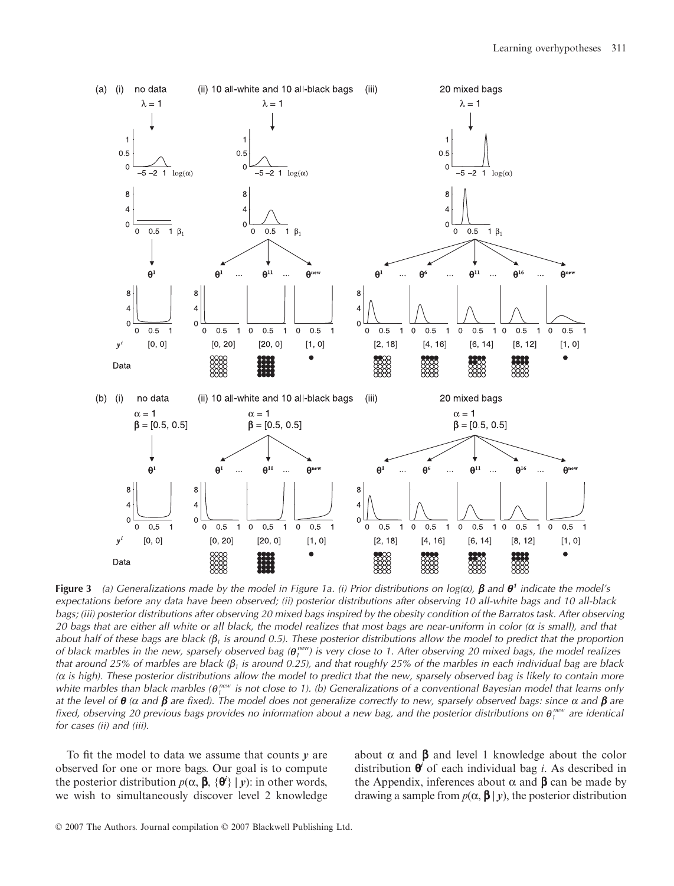**Figure 3** *(a) Generalizations made by the model in Figure 1a. (i) Prior distributions on log(α), **β** and **θ**[1] indicate the model's expectations before any data have been observed; (ii) posterior distributions after observing 10 all-white bags and 10 all-black bags; (iii) posterior distributions after observing 20 mixed bags inspired by the obesity condition of the Barratos task. After observing 20 bags that are either all white or all black, the model realizes that most bags are near-uniform in color (α is small), and that about half of these bags are black ($\beta_1$ is around 0.5). These posterior distributions allow the model to predict that the proportion of black marbles in the new, sparsely observed bag ($\theta_1^{new}$) is very close to 1. After observing 20 mixed bags, the model realizes that around 25% of marbles are black ($\beta_1$ is around 0.25), and that roughly 25% of the marbles in each individual bag are black (α is high). These posterior distributions allow the model to predict that the new, sparsely observed bag is likely to contain more white marbles than black marbles ($\theta_1^{new}$ is not close to 1). (b) Generalizations of a conventional Bayesian model that learns only at the level of **θ** (α and **β** are fixed). The model does not generalize correctly to new, sparsely observed bags: since α and **β** are fixed, observing 20 previous bags provides no information about a new bag, and the posterior distributions on $\theta_1^{new}$ are identical for cases (ii) and (iii).*

To fit the model to data we assume that counts $\boldsymbol{y}$ are observed for one or more bags. Our goal is to compute the posterior distribution $p(\alpha, \boldsymbol{\beta}, \{\boldsymbol{\theta}^i\} \mid \boldsymbol{y})$: in other words, we wish to simultaneously discover level 2 knowledge about α and **β** and level 1 knowledge about the color distribution $\boldsymbol{\theta}^i$ of each individual bag $i$. As described in the Appendix, inferences about α and **β** can be made by drawing a sample from $p(\alpha, \boldsymbol{\beta} \mid \boldsymbol{y})$, the posterior distribution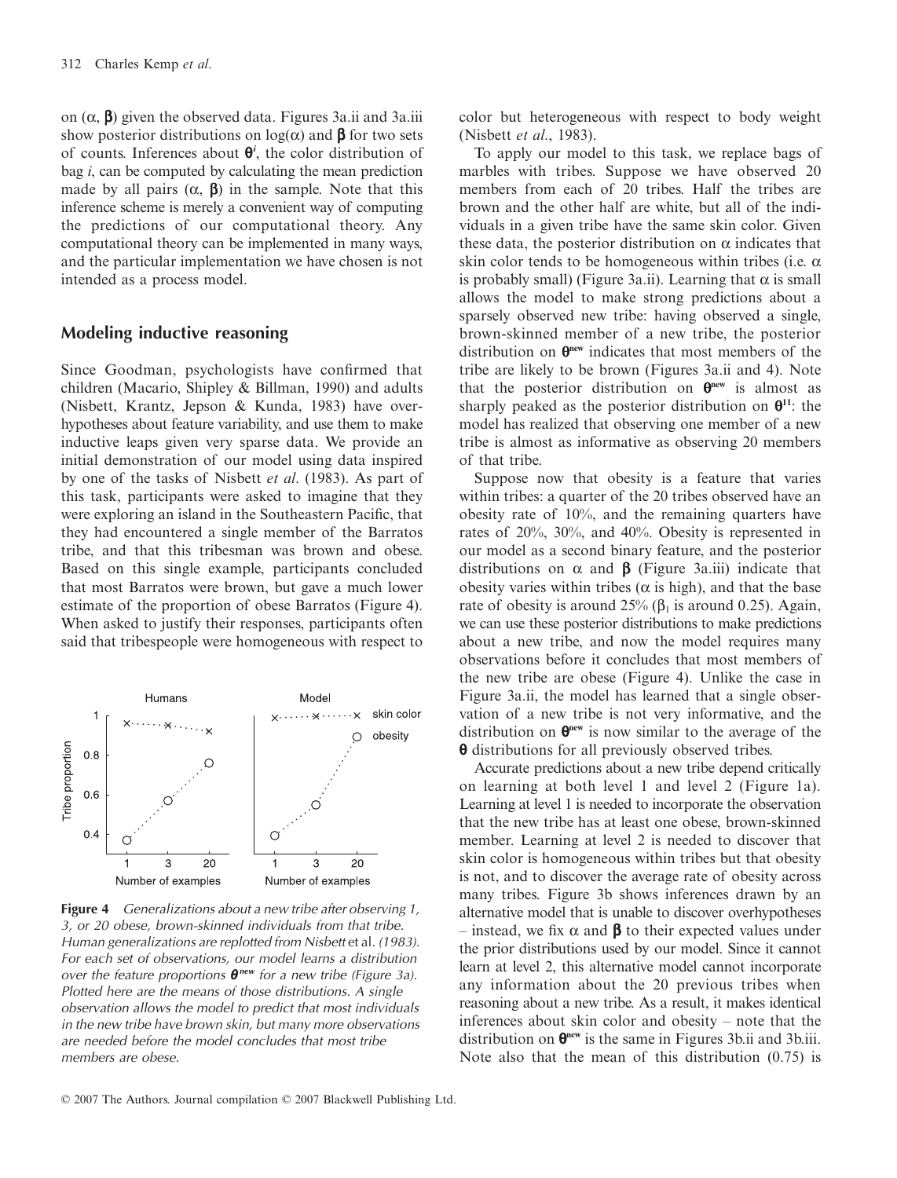on ($\alpha$, $\boldsymbol{\beta}$) given the observed data. Figures 3a.ii and 3a.iii show posterior distributions on log($\alpha$) and $\boldsymbol{\beta}$ for two sets of counts. Inferences about $\boldsymbol{\theta}^i$, the color distribution of bag *i*, can be computed by calculating the mean prediction made by all pairs ($\alpha$, $\boldsymbol{\beta}$) in the sample. Note that this inference scheme is merely a convenient way of computing the predictions of our computational theory. Any computational theory can be implemented in many ways, and the particular implementation we have chosen is not intended as a process model.

## Modeling inductive reasoning

Since Goodman, psychologists have confirmed that children (Macario, Shipley & Billman, 1990) and adults (Nisbett, Krantz, Jepson & Kunda, 1983) have overhypotheses about feature variability, and use them to make inductive leaps given very sparse data. We provide an initial demonstration of our model using data inspired by one of the tasks of Nisbett *et al*. (1983). As part of this task, participants were asked to imagine that they were exploring an island in the Southeastern Pacific, that they had encountered a single member of the Barratos tribe, and that this tribesman was brown and obese. Based on this single example, participants concluded that most Barratos were brown, but gave a much lower estimate of the proportion of obese Barratos (Figure 4). When asked to justify their responses, participants often said that tribespeople were homogeneous with respect to color but heterogeneous with respect to body weight (Nisbett *et al*., 1983).

**Figure 4** *Generalizations about a new tribe after observing 1, 3, or 20 obese, brown-skinned individuals from that tribe. Human generalizations are replotted from Nisbett* et al. *(1983). For each set of observations, our model learns a distribution over the feature proportions $\boldsymbol{\theta}^{new}$ for a new tribe (Figure 3a). Plotted here are the means of those distributions. A single observation allows the model to predict that most individuals in the new tribe have brown skin, but many more observations are needed before the model concludes that most tribe members are obese.*

To apply our model to this task, we replace bags of marbles with tribes. Suppose we have observed 20 members from each of 20 tribes. Half the tribes are brown and the other half are white, but all of the individuals in a given tribe have the same skin color. Given these data, the posterior distribution on $\alpha$ indicates that skin color tends to be homogeneous within tribes (i.e. $\alpha$ is probably small) (Figure 3a.ii). Learning that $\alpha$ is small allows the model to make strong predictions about a sparsely observed new tribe: having observed a single, brown-skinned member of a new tribe, the posterior distribution on $\boldsymbol{\theta}^{new}$ indicates that most members of the tribe are likely to be brown (Figures 3a.ii and 4). Note that the posterior distribution on $\boldsymbol{\theta}^{new}$ is almost as sharply peaked as the posterior distribution on $\boldsymbol{\theta}^{11}$: the model has realized that observing one member of a new tribe is almost as informative as observing 20 members of that tribe.

Suppose now that obesity is a feature that varies within tribes: a quarter of the 20 tribes observed have an obesity rate of 10%, and the remaining quarters have rates of 20%, 30%, and 40%. Obesity is represented in our model as a second binary feature, and the posterior distributions on $\alpha$ and $\boldsymbol{\beta}$ (Figure 3a.iii) indicate that obesity varies within tribes ($\alpha$ is high), and that the base rate of obesity is around 25% ($\beta_1$ is around 0.25). Again, we can use these posterior distributions to make predictions about a new tribe, and now the model requires many observations before it concludes that most members of the new tribe are obese (Figure 4). Unlike the case in Figure 3a.ii, the model has learned that a single observation of a new tribe is not very informative, and the distribution on $\boldsymbol{\theta}^{new}$ is now similar to the average of the $\boldsymbol{\theta}$ distributions for all previously observed tribes.

Accurate predictions about a new tribe depend critically on learning at both level 1 and level 2 (Figure 1a). Learning at level 1 is needed to incorporate the observation that the new tribe has at least one obese, brown-skinned member. Learning at level 2 is needed to discover that skin color is homogeneous within tribes but that obesity is not, and to discover the average rate of obesity across many tribes. Figure 3b shows inferences drawn by an alternative model that is unable to discover overhypotheses – instead, we fix $\alpha$ and $\boldsymbol{\beta}$ to their expected values under the prior distributions used by our model. Since it cannot learn at level 2, this alternative model cannot incorporate any information about the 20 previous tribes when reasoning about a new tribe. As a result, it makes identical inferences about skin color and obesity – note that the distribution on $\boldsymbol{\theta}^{new}$ is the same in Figures 3b.ii and 3b.iii. Note also that the mean of this distribution (0.75) is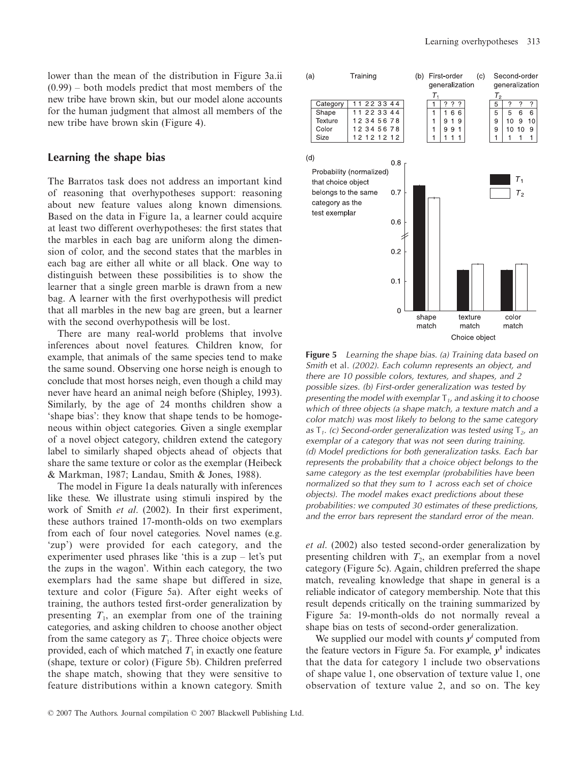lower than the mean of the distribution in Figure 3a.ii (0.99) – both models predict that most members of the new tribe have brown skin, but our model alone accounts for the human judgment that almost all members of the new tribe have brown skin (Figure 4).

## Learning the shape bias

The Barratos task does not address an important kind of reasoning that overhypotheses support: reasoning about new feature values along known dimensions. Based on the data in Figure 1a, a learner could acquire at least two different overhypotheses: the first states that the marbles in each bag are uniform along the dimension of color, and the second states that the marbles in each bag are either all white or all black. One way to distinguish between these possibilities is to show the learner that a single green marble is drawn from a new bag. A learner with the first overhypothesis will predict that all marbles in the new bag are green, but a learner with the second overhypothesis will be lost.

There are many real-world problems that involve inferences about novel features. Children know, for example, that animals of the same species tend to make the same sound. Observing one horse neigh is enough to conclude that most horses neigh, even though a child may never have heard an animal neigh before (Shipley, 1993). Similarly, by the age of 24 months children show a 'shape bias': they know that shape tends to be homogeneous within object categories. Given a single exemplar of a novel object category, children extend the category label to similarly shaped objects ahead of objects that share the same texture or color as the exemplar (Heibeck & Markman, 1987; Landau, Smith & Jones, 1988).

The model in Figure 1a deals naturally with inferences like these. We illustrate using stimuli inspired by the work of Smith *et al*. (2002). In their first experiment, these authors trained 17-month-olds on two exemplars from each of four novel categories. Novel names (e.g. 'zup') were provided for each category, and the experimenter used phrases like 'this is a zup – let's put the zups in the wagon'. Within each category, the two exemplars had the same shape but differed in size, texture and color (Figure 5a). After eight weeks of training, the authors tested first-order generalization by presenting $T_1$, an exemplar from one of the training categories, and asking children to choose another object from the same category as $T_1$. Three choice objects were provided, each of which matched $T_1$ in exactly one feature (shape, texture or color) (Figure 5b). Children preferred the shape match, showing that they were sensitive to feature distributions within a known category. Smith *et al*. (2002) also tested second-order generalization by presenting children with $T_2$, an exemplar from a novel category (Figure 5c). Again, children preferred the shape match, revealing knowledge that shape in general is a reliable indicator of category membership. Note that this result depends critically on the training summarized by Figure 5a: 19-month-olds do not normally reveal a shape bias on tests of second-order generalization.

We supplied our model with counts $y^i$ computed from the feature vectors in Figure 5a. For example, $y^1$ indicates that the data for category 1 include two observations of shape value 1, one observation of texture value 1, one observation of texture value 2, and so on. The key

(a) Training

| | |
|---|---|
| Category | 1 1 2 2 3 3 4 4 |
| Shape | 1 1 2 2 3 3 4 4 |
| Texture | 1 2 3 4 5 6 7 8 |
| Color | 1 2 3 4 5 6 7 8 |
| Size | 1 2 1 2 1 2 1 2 |

(b) First-order generalization, $T_1$

| | | | |
|---|---|---|---|
| 1 | ? | ? | ? |
| 1 | 1 | 6 | 6 |
| 1 | 9 | 1 | 9 |
| 1 | 9 | 9 | 1 |
| 1 | 1 | 1 | 1 |

(c) Second-order generalization, $T_2$

| | | | |
|---|---|---|---|
| 5 | ? | ? | ? |
| 5 | 5 | 6 | 6 |
| 9 | 10 | 9 | 10 |
| 9 | 10 | 10 | 9 |
| 1 | 1 | 1 | 1 |

(d) Probability (normalized) that choice object belongs to the same category as the test exemplar

**Figure 5** *Learning the shape bias. (a) Training data based on Smith* et al. *(2002). Each column represents an object, and there are 10 possible colors, textures, and shapes, and 2 possible sizes. (b) First-order generalization was tested by presenting the model with exemplar $T_1$, and asking it to choose which of three objects (a shape match, a texture match and a color match) was most likely to belong to the same category as $T_1$. (c) Second-order generalization was tested using $T_2$, an exemplar of a category that was not seen during training. (d) Model predictions for both generalization tasks. Each bar represents the probability that a choice object belongs to the same category as the test exemplar (probabilities have been normalized so that they sum to 1 across each set of choice objects). The model makes exact predictions about these probabilities: we computed 30 estimates of these predictions, and the error bars represent the standard error of the mean.*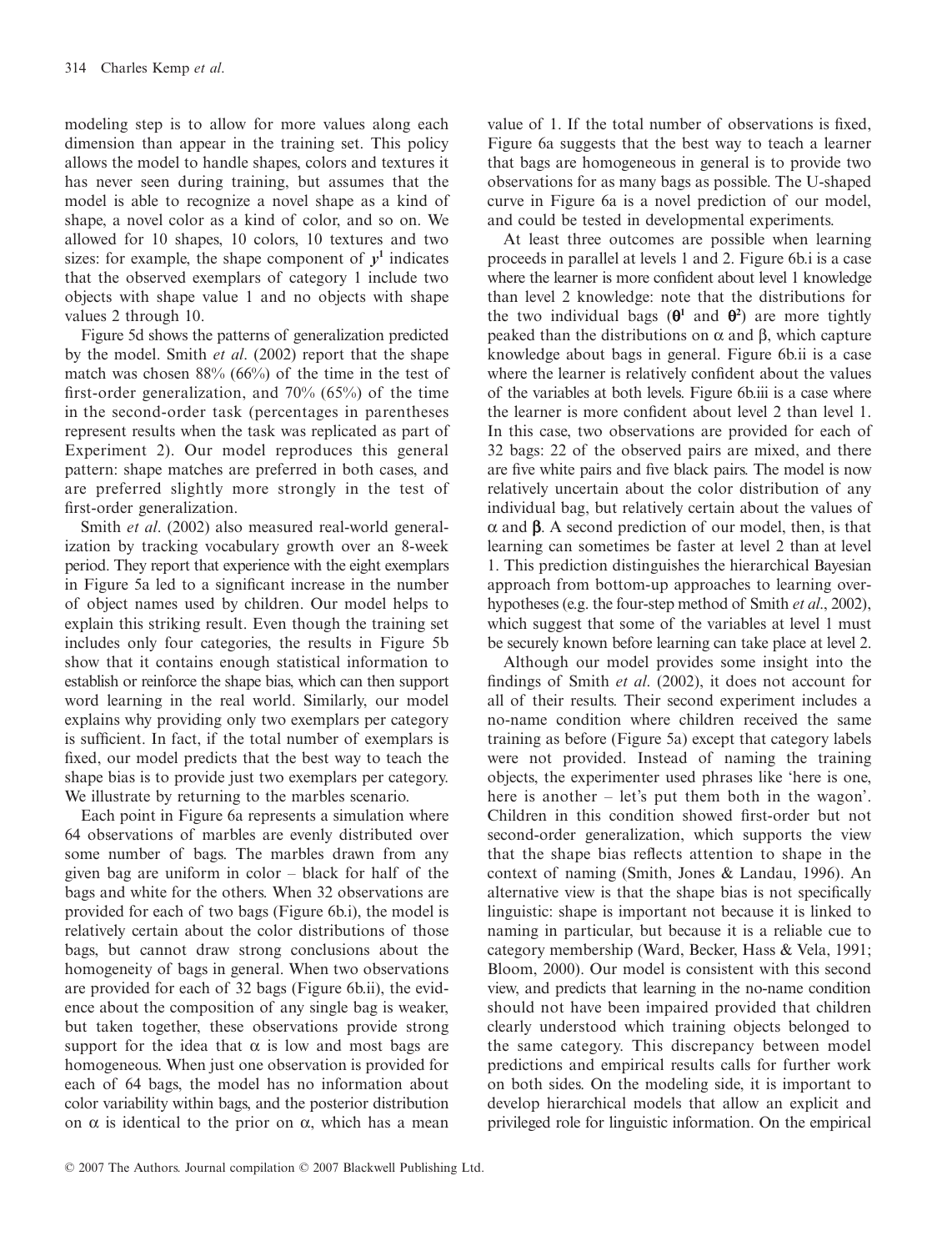modeling step is to allow for more values along each dimension than appear in the training set. This policy allows the model to handle shapes, colors and textures it has never seen during training, but assumes that the model is able to recognize a novel shape as a kind of shape, a novel color as a kind of color, and so on. We allowed for 10 shapes, 10 colors, 10 textures and two sizes: for example, the shape component of $y^1$ indicates that the observed exemplars of category 1 include two objects with shape value 1 and no objects with shape values 2 through 10.

Figure 5d shows the patterns of generalization predicted by the model. Smith *et al*. (2002) report that the shape match was chosen 88% (66%) of the time in the test of first-order generalization, and 70% (65%) of the time in the second-order task (percentages in parentheses represent results when the task was replicated as part of Experiment 2). Our model reproduces this general pattern: shape matches are preferred in both cases, and are preferred slightly more strongly in the test of first-order generalization.

Smith *et al*. (2002) also measured real-world generalization by tracking vocabulary growth over an 8-week period. They report that experience with the eight exemplars in Figure 5a led to a significant increase in the number of object names used by children. Our model helps to explain this striking result. Even though the training set includes only four categories, the results in Figure 5b show that it contains enough statistical information to establish or reinforce the shape bias, which can then support word learning in the real world. Similarly, our model explains why providing only two exemplars per category is sufficient. In fact, if the total number of exemplars is fixed, our model predicts that the best way to teach the shape bias is to provide just two exemplars per category. We illustrate by returning to the marbles scenario.

Each point in Figure 6a represents a simulation where 64 observations of marbles are evenly distributed over some number of bags. The marbles drawn from any given bag are uniform in color – black for half of the bags and white for the others. When 32 observations are provided for each of two bags (Figure 6b.i), the model is relatively certain about the color distributions of those bags, but cannot draw strong conclusions about the homogeneity of bags in general. When two observations are provided for each of 32 bags (Figure 6b.ii), the evidence about the composition of any single bag is weaker, but taken together, these observations provide strong support for the idea that $\alpha$ is low and most bags are homogeneous. When just one observation is provided for each of 64 bags, the model has no information about color variability within bags, and the posterior distribution on $\alpha$ is identical to the prior on $\alpha$, which has a mean value of 1. If the total number of observations is fixed, Figure 6a suggests that the best way to teach a learner that bags are homogeneous in general is to provide two observations for as many bags as possible. The U-shaped curve in Figure 6a is a novel prediction of our model, and could be tested in developmental experiments.

At least three outcomes are possible when learning proceeds in parallel at levels 1 and 2. Figure 6b.i is a case where the learner is more confident about level 1 knowledge than level 2 knowledge: note that the distributions for the two individual bags ($\boldsymbol{\theta}^1$ and $\boldsymbol{\theta}^2$) are more tightly peaked than the distributions on $\alpha$ and $\beta$, which capture knowledge about bags in general. Figure 6b.ii is a case where the learner is relatively confident about the values of the variables at both levels. Figure 6b.iii is a case where the learner is more confident about level 2 than level 1. In this case, two observations are provided for each of 32 bags: 22 of the observed pairs are mixed, and there are five white pairs and five black pairs. The model is now relatively uncertain about the color distribution of any individual bag, but relatively certain about the values of $\alpha$ and $\boldsymbol{\beta}$. A second prediction of our model, then, is that learning can sometimes be faster at level 2 than at level 1. This prediction distinguishes the hierarchical Bayesian approach from bottom-up approaches to learning overhypotheses (e.g. the four-step method of Smith *et al*., 2002), which suggest that some of the variables at level 1 must be securely known before learning can take place at level 2.

Although our model provides some insight into the findings of Smith *et al*. (2002), it does not account for all of their results. Their second experiment includes a no-name condition where children received the same training as before (Figure 5a) except that category labels were not provided. Instead of naming the training objects, the experimenter used phrases like 'here is one, here is another – let's put them both in the wagon'. Children in this condition showed first-order but not second-order generalization, which supports the view that the shape bias reflects attention to shape in the context of naming (Smith, Jones & Landau, 1996). An alternative view is that the shape bias is not specifically linguistic: shape is important not because it is linked to naming in particular, but because it is a reliable cue to category membership (Ward, Becker, Hass & Vela, 1991; Bloom, 2000). Our model is consistent with this second view, and predicts that learning in the no-name condition should not have been impaired provided that children clearly understood which training objects belonged to the same category. This discrepancy between model predictions and empirical results calls for further work on both sides. On the modeling side, it is important to develop hierarchical models that allow an explicit and privileged role for linguistic information. On the empirical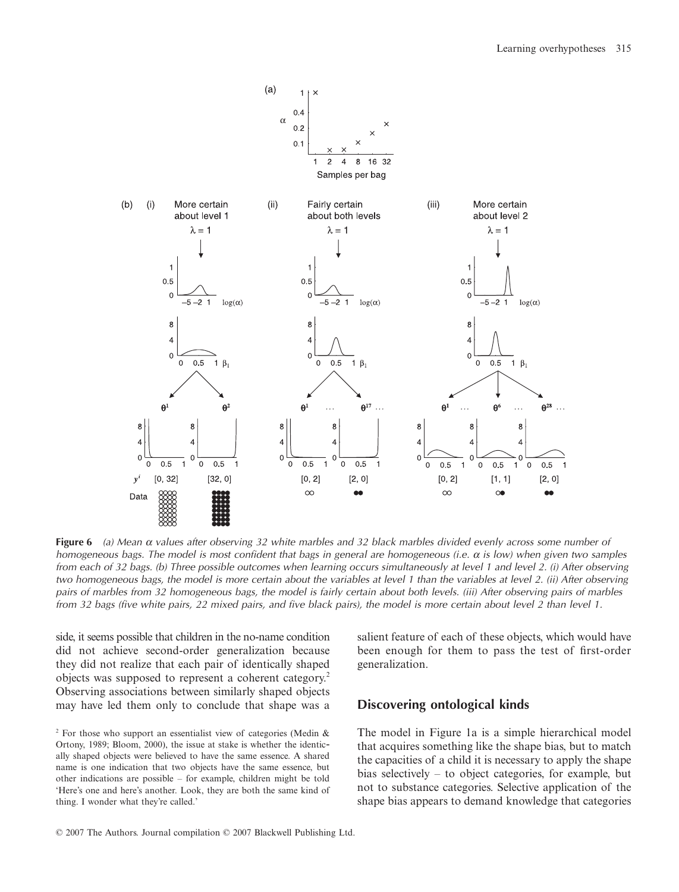**Figure 6** *(a) Mean $\alpha$ values after observing 32 white marbles and 32 black marbles divided evenly across some number of homogeneous bags. The model is most confident that bags in general are homogeneous (i.e. $\alpha$ is low) when given two samples from each of 32 bags. (b) Three possible outcomes when learning occurs simultaneously at level 1 and level 2. (i) After observing two homogeneous bags, the model is more certain about the variables at level 1 than the variables at level 2. (ii) After observing pairs of marbles from 32 homogeneous bags, the model is fairly certain about both levels. (iii) After observing pairs of marbles from 32 bags (five white pairs, 22 mixed pairs, and five black pairs), the model is more certain about level 2 than level 1.*

side, it seems possible that children in the no-name condition did not achieve second-order generalization because they did not realize that each pair of identically shaped objects was supposed to represent a coherent category.[2] Observing associations between similarly shaped objects may have led them only to conclude that shape was a salient feature of each of these objects, which would have been enough for them to pass the test of first-order generalization.

## Discovering ontological kinds

The model in Figure 1a is a simple hierarchical model that acquires something like the shape bias, but to match the capacities of a child it is necessary to apply the shape bias selectively – to object categories, for example, but not to substance categories. Selective application of the shape bias appears to demand knowledge that categories

[2] For those who support an essentialist view of categories (Medin & Ortony, 1989; Bloom, 2000), the issue at stake is whether the identically shaped objects were believed to have the same essence. A shared name is one indication that two objects have the same essence, but other indications are possible – for example, children might be told 'Here's one and here's another. Look, they are both the same kind of thing. I wonder what they're called.'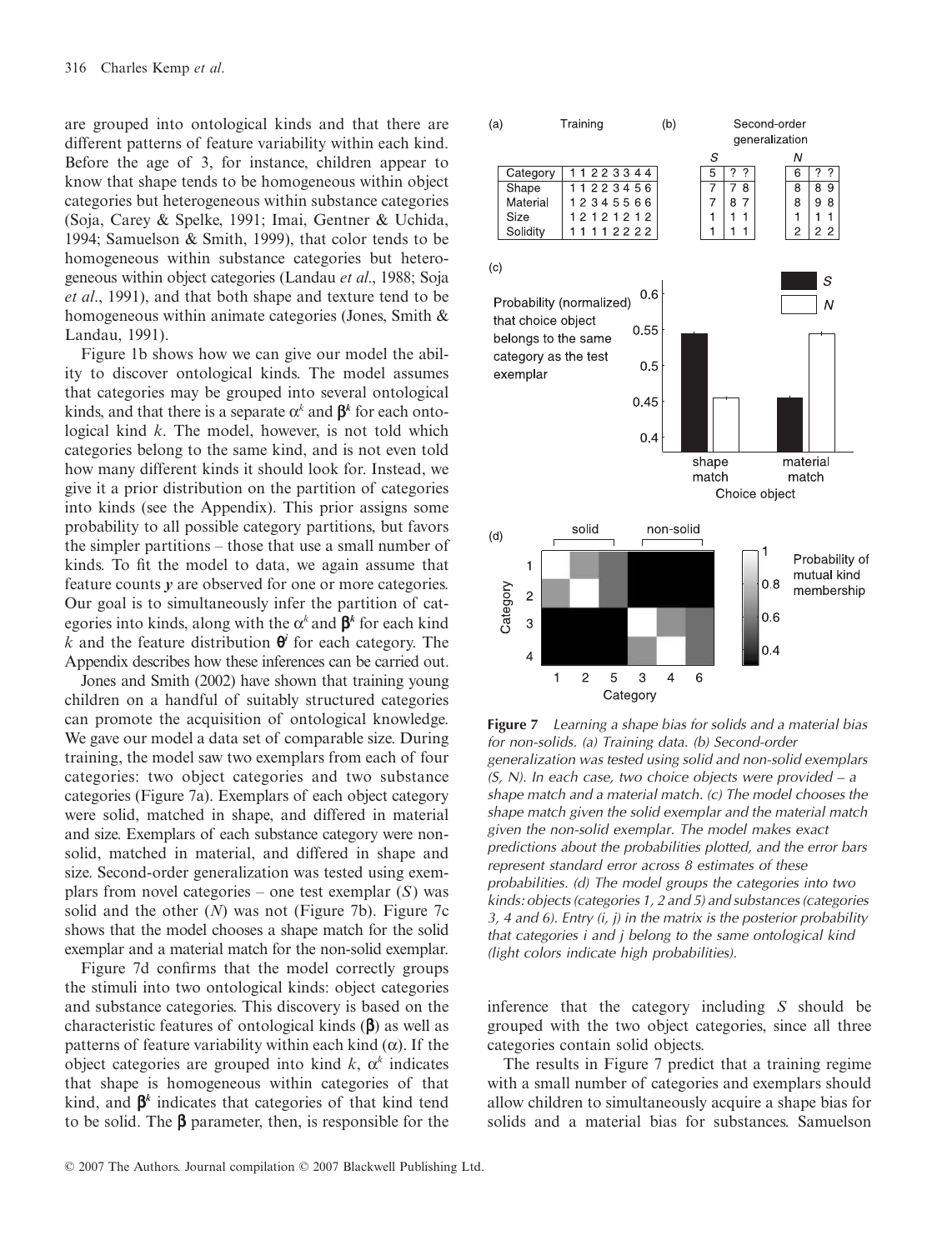are grouped into ontological kinds and that there are different patterns of feature variability within each kind. Before the age of 3, for instance, children appear to know that shape tends to be homogeneous within object categories but heterogeneous within substance categories (Soja, Carey & Spelke, 1991; Imai, Gentner & Uchida, 1994; Samuelson & Smith, 1999), that color tends to be homogeneous within substance categories but heterogeneous within object categories (Landau *et al*., 1988; Soja *et al*., 1991), and that both shape and texture tend to be homogeneous within animate categories (Jones, Smith & Landau, 1991).

Figure 1b shows how we can give our model the ability to discover ontological kinds. The model assumes that categories may be grouped into several ontological kinds, and that there is a separate $\alpha^k$ and $\boldsymbol{\beta}^k$ for each ontological kind $k$. The model, however, is not told which categories belong to the same kind, and is not even told how many different kinds it should look for. Instead, we give it a prior distribution on the partition of categories into kinds (see the Appendix). This prior assigns some probability to all possible category partitions, but favors the simpler partitions – those that use a small number of kinds. To fit the model to data, we again assume that feature counts $\boldsymbol{y}$ are observed for one or more categories. Our goal is to simultaneously infer the partition of categories into kinds, along with the $\alpha^k$ and $\boldsymbol{\beta}^k$ for each kind $k$ and the feature distribution $\boldsymbol{\theta}^i$ for each category. The Appendix describes how these inferences can be carried out.

Jones and Smith (2002) have shown that training young children on a handful of suitably structured categories can promote the acquisition of ontological knowledge. We gave our model a data set of comparable size. During training, the model saw two exemplars from each of four categories: two object categories and two substance categories (Figure 7a). Exemplars of each object category were solid, matched in shape, and differed in material and size. Exemplars of each substance category were non-solid, matched in material, and differed in shape and size. Second-order generalization was tested using exemplars from novel categories – one test exemplar ($S$) was solid and the other ($N$) was not (Figure 7b). Figure 7c shows that the model chooses a shape match for the solid exemplar and a material match for the non-solid exemplar.

Figure 7d confirms that the model correctly groups the stimuli into two ontological kinds: object categories and substance categories. This discovery is based on the characteristic features of ontological kinds ($\boldsymbol{\beta}$) as well as patterns of feature variability within each kind ($\alpha$). If the object categories are grouped into kind $k$, $\alpha^k$ indicates that shape is homogeneous within categories of that kind, and $\boldsymbol{\beta}^k$ indicates that categories of that kind tend to be solid. The $\boldsymbol{\beta}$ parameter, then, is responsible for the inference that the category including $S$ should be grouped with the two object categories, since all three categories contain solid objects.

**Figure 7** *Learning a shape bias for solids and a material bias for non-solids. (a) Training data. (b) Second-order generalization was tested using solid and non-solid exemplars (S, N). In each case, two choice objects were provided – a shape match and a material match. (c) The model chooses the shape match given the solid exemplar and the material match given the non-solid exemplar. The model makes exact predictions about the probabilities plotted, and the error bars represent standard error across 8 estimates of these probabilities. (d) The model groups the categories into two kinds: objects (categories 1, 2 and 5) and substances (categories 3, 4 and 6). Entry (i, j) in the matrix is the posterior probability that categories i and j belong to the same ontological kind (light colors indicate high probabilities).*

The results in Figure 7 predict that a training regime with a small number of categories and exemplars should allow children to simultaneously acquire a shape bias for solids and a material bias for substances. Samuelson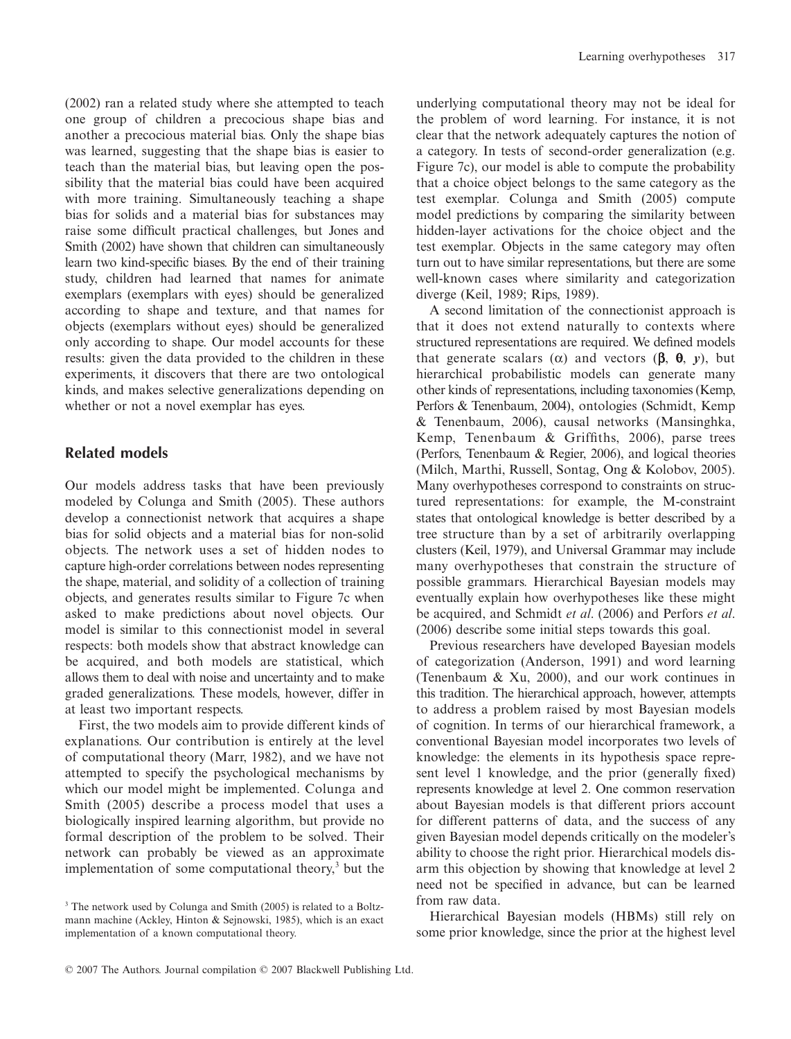(2002) ran a related study where she attempted to teach one group of children a precocious shape bias and another a precocious material bias. Only the shape bias was learned, suggesting that the shape bias is easier to teach than the material bias, but leaving open the possibility that the material bias could have been acquired with more training. Simultaneously teaching a shape bias for solids and a material bias for substances may raise some difficult practical challenges, but Jones and Smith (2002) have shown that children can simultaneously learn two kind-specific biases. By the end of their training study, children had learned that names for animate exemplars (exemplars with eyes) should be generalized according to shape and texture, and that names for objects (exemplars without eyes) should be generalized only according to shape. Our model accounts for these results: given the data provided to the children in these experiments, it discovers that there are two ontological kinds, and makes selective generalizations depending on whether or not a novel exemplar has eyes.

## Related models

Our models address tasks that have been previously modeled by Colunga and Smith (2005). These authors develop a connectionist network that acquires a shape bias for solid objects and a material bias for non-solid objects. The network uses a set of hidden nodes to capture high-order correlations between nodes representing the shape, material, and solidity of a collection of training objects, and generates results similar to Figure 7c when asked to make predictions about novel objects. Our model is similar to this connectionist model in several respects: both models show that abstract knowledge can be acquired, and both models are statistical, which allows them to deal with noise and uncertainty and to make graded generalizations. These models, however, differ in at least two important respects.

First, the two models aim to provide different kinds of explanations. Our contribution is entirely at the level of computational theory (Marr, 1982), and we have not attempted to specify the psychological mechanisms by which our model might be implemented. Colunga and Smith (2005) describe a process model that uses a biologically inspired learning algorithm, but provide no formal description of the problem to be solved. Their network can probably be viewed as an approximate implementation of some computational theory,[3] but the underlying computational theory may not be ideal for the problem of word learning. For instance, it is not clear that the network adequately captures the notion of a category. In tests of second-order generalization (e.g. Figure 7c), our model is able to compute the probability that a choice object belongs to the same category as the test exemplar. Colunga and Smith (2005) compute model predictions by comparing the similarity between hidden-layer activations for the choice object and the test exemplar. Objects in the same category may often turn out to have similar representations, but there are some well-known cases where similarity and categorization diverge (Keil, 1989; Rips, 1989).

A second limitation of the connectionist approach is that it does not extend naturally to contexts where structured representations are required. We defined models that generate scalars ($\alpha$) and vectors ($\boldsymbol{\beta}$, $\boldsymbol{\theta}$, $\boldsymbol{y}$), but hierarchical probabilistic models can generate many other kinds of representations, including taxonomies (Kemp, Perfors & Tenenbaum, 2004), ontologies (Schmidt, Kemp & Tenenbaum, 2006), causal networks (Mansinghka, Kemp, Tenenbaum & Griffiths, 2006), parse trees (Perfors, Tenenbaum & Regier, 2006), and logical theories (Milch, Marthi, Russell, Sontag, Ong & Kolobov, 2005). Many overhypotheses correspond to constraints on structured representations: for example, the M-constraint states that ontological knowledge is better described by a tree structure than by a set of arbitrarily overlapping clusters (Keil, 1979), and Universal Grammar may include many overhypotheses that constrain the structure of possible grammars. Hierarchical Bayesian models may eventually explain how overhypotheses like these might be acquired, and Schmidt *et al.* (2006) and Perfors *et al.* (2006) describe some initial steps towards this goal.

Previous researchers have developed Bayesian models of categorization (Anderson, 1991) and word learning (Tenenbaum & Xu, 2000), and our work continues in this tradition. The hierarchical approach, however, attempts to address a problem raised by most Bayesian models of cognition. In terms of our hierarchical framework, a conventional Bayesian model incorporates two levels of knowledge: the elements in its hypothesis space represent level 1 knowledge, and the prior (generally fixed) represents knowledge at level 2. One common reservation about Bayesian models is that different priors account for different patterns of data, and the success of any given Bayesian model depends critically on the modeler's ability to choose the right prior. Hierarchical models disarm this objection by showing that knowledge at level 2 need not be specified in advance, but can be learned from raw data.

Hierarchical Bayesian models (HBMs) still rely on some prior knowledge, since the prior at the highest level

[3] The network used by Colunga and Smith (2005) is related to a Boltzmann machine (Ackley, Hinton & Sejnowski, 1985), which is an exact implementation of a known computational theory.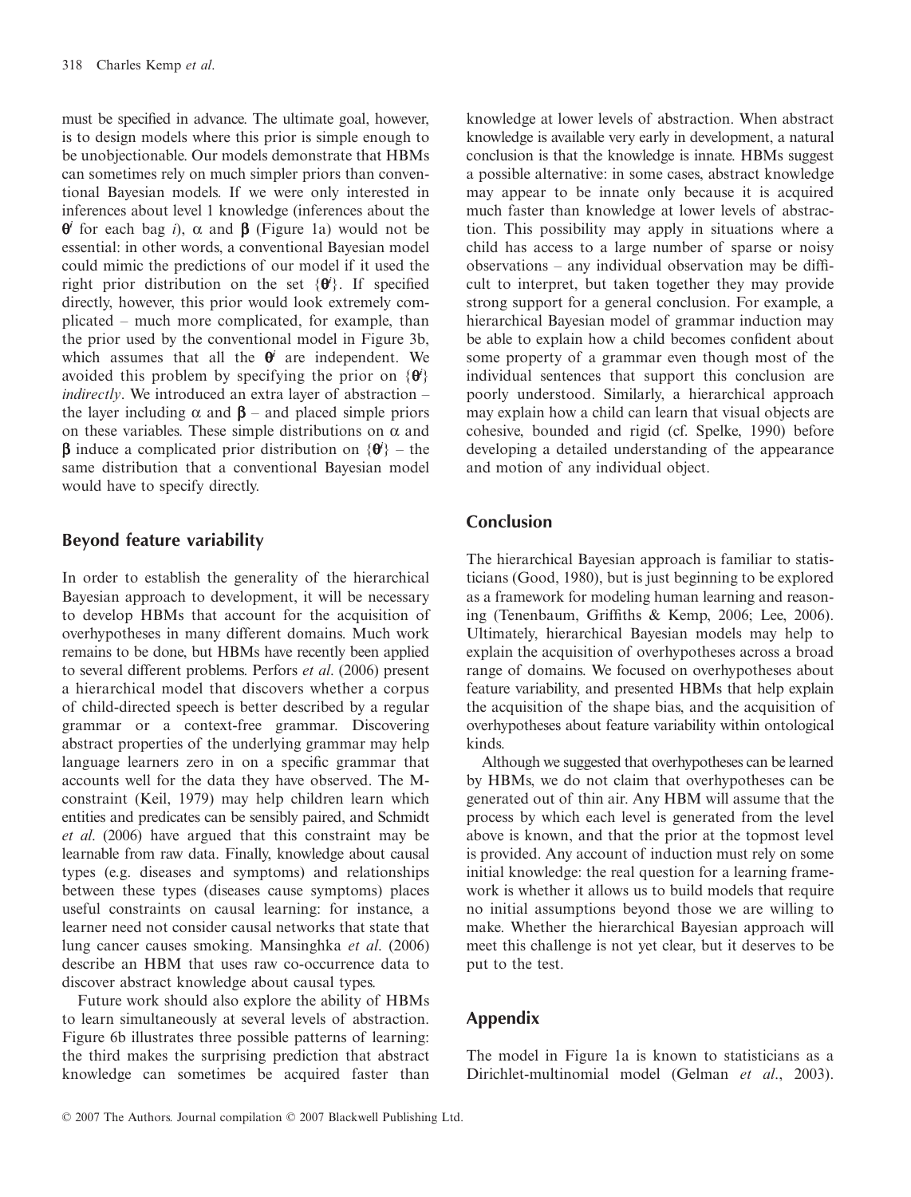must be specified in advance. The ultimate goal, however, is to design models where this prior is simple enough to be unobjectionable. Our models demonstrate that HBMs can sometimes rely on much simpler priors than conventional Bayesian models. If we were only interested in inferences about level 1 knowledge (inferences about the $\boldsymbol{\theta}^i$ for each bag $i$), $\alpha$ and $\boldsymbol{\beta}$ (Figure 1a) would not be essential: in other words, a conventional Bayesian model could mimic the predictions of our model if it used the right prior distribution on the set $\{\boldsymbol{\theta}^i\}$. If specified directly, however, this prior would look extremely complicated – much more complicated, for example, than the prior used by the conventional model in Figure 3b, which assumes that all the $\boldsymbol{\theta}^i$ are independent. We avoided this problem by specifying the prior on $\{\boldsymbol{\theta}^i\}$ *indirectly*. We introduced an extra layer of abstraction – the layer including $\alpha$ and $\boldsymbol{\beta}$ – and placed simple priors on these variables. These simple distributions on $\alpha$ and $\boldsymbol{\beta}$ induce a complicated prior distribution on $\{\boldsymbol{\theta}^i\}$ – the same distribution that a conventional Bayesian model would have to specify directly.

## Beyond feature variability

In order to establish the generality of the hierarchical Bayesian approach to development, it will be necessary to develop HBMs that account for the acquisition of overhypotheses in many different domains. Much work remains to be done, but HBMs have recently been applied to several different problems. Perfors *et al*. (2006) present a hierarchical model that discovers whether a corpus of child-directed speech is better described by a regular grammar or a context-free grammar. Discovering abstract properties of the underlying grammar may help language learners zero in on a specific grammar that accounts well for the data they have observed. The M-constraint (Keil, 1979) may help children learn which entities and predicates can be sensibly paired, and Schmidt *et al*. (2006) have argued that this constraint may be learnable from raw data. Finally, knowledge about causal types (e.g. diseases and symptoms) and relationships between these types (diseases cause symptoms) places useful constraints on causal learning: for instance, a learner need not consider causal networks that state that lung cancer causes smoking. Mansinghka *et al*. (2006) describe an HBM that uses raw co-occurrence data to discover abstract knowledge about causal types.

Future work should also explore the ability of HBMs to learn simultaneously at several levels of abstraction. Figure 6b illustrates three possible patterns of learning: the third makes the surprising prediction that abstract knowledge can sometimes be acquired faster than knowledge at lower levels of abstraction. When abstract knowledge is available very early in development, a natural conclusion is that the knowledge is innate. HBMs suggest a possible alternative: in some cases, abstract knowledge may appear to be innate only because it is acquired much faster than knowledge at lower levels of abstraction. This possibility may apply in situations where a child has access to a large number of sparse or noisy observations – any individual observation may be difficult to interpret, but taken together they may provide strong support for a general conclusion. For example, a hierarchical Bayesian model of grammar induction may be able to explain how a child becomes confident about some property of a grammar even though most of the individual sentences that support this conclusion are poorly understood. Similarly, a hierarchical approach may explain how a child can learn that visual objects are cohesive, bounded and rigid (cf. Spelke, 1990) before developing a detailed understanding of the appearance and motion of any individual object.

## Conclusion

The hierarchical Bayesian approach is familiar to statisticians (Good, 1980), but is just beginning to be explored as a framework for modeling human learning and reasoning (Tenenbaum, Griffiths & Kemp, 2006; Lee, 2006). Ultimately, hierarchical Bayesian models may help to explain the acquisition of overhypotheses across a broad range of domains. We focused on overhypotheses about feature variability, and presented HBMs that help explain the acquisition of the shape bias, and the acquisition of overhypotheses about feature variability within ontological kinds.

Although we suggested that overhypotheses can be learned by HBMs, we do not claim that overhypotheses can be generated out of thin air. Any HBM will assume that the process by which each level is generated from the level above is known, and that the prior at the topmost level is provided. Any account of induction must rely on some initial knowledge: the real question for a learning framework is whether it allows us to build models that require no initial assumptions beyond those we are willing to make. Whether the hierarchical Bayesian approach will meet this challenge is not yet clear, but it deserves to be put to the test.

## Appendix

The model in Figure 1a is known to statisticians as a Dirichlet-multinomial model (Gelman *et al*., 2003).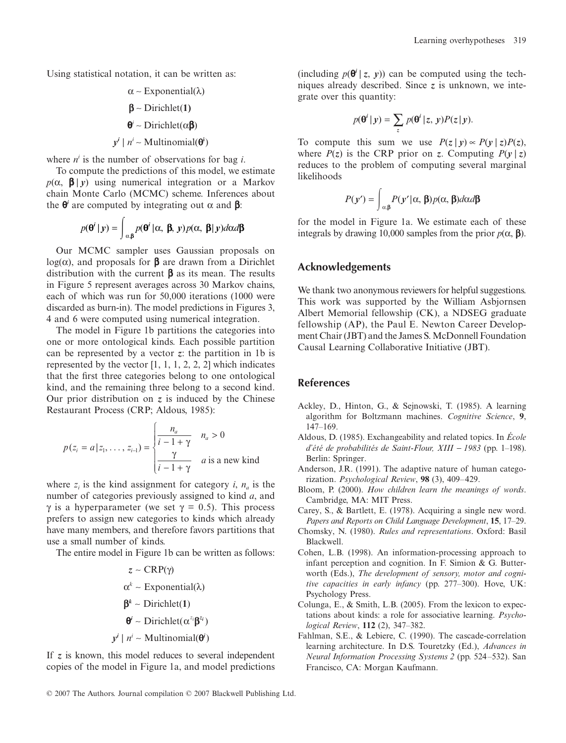Using statistical notation, it can be written as:

$$\alpha \sim \text{Exponential}(\lambda)$$
$$\boldsymbol{\beta} \sim \text{Dirichlet}(\mathbf{1})$$
$$\boldsymbol{\theta}^i \sim \text{Dirichlet}(\alpha\boldsymbol{\beta})$$
$$\boldsymbol{y}^i \mid n^i \sim \text{Multinomial}(\boldsymbol{\theta}^i)$$

where $n^i$ is the number of observations for bag $i$.

To compute the predictions of this model, we estimate $p(\alpha, \boldsymbol{\beta} \mid \boldsymbol{y})$ using numerical integration or a Markov chain Monte Carlo (MCMC) scheme. Inferences about the $\boldsymbol{\theta}^i$ are computed by integrating out $\alpha$ and $\boldsymbol{\beta}$:

$$p(\boldsymbol{\theta}^i \mid \boldsymbol{y}) = \int_{\alpha,\boldsymbol{\beta}} p(\boldsymbol{\theta}^i \mid \alpha, \boldsymbol{\beta}, \boldsymbol{y}) p(\alpha, \boldsymbol{\beta} \mid \boldsymbol{y}) d\alpha d\boldsymbol{\beta}$$

Our MCMC sampler uses Gaussian proposals on $\log(\alpha)$, and proposals for $\boldsymbol{\beta}$ are drawn from a Dirichlet distribution with the current $\boldsymbol{\beta}$ as its mean. The results in Figure 5 represent averages across 30 Markov chains, each of which was run for 50,000 iterations (1000 were discarded as burn-in). The model predictions in Figures 3, 4 and 6 were computed using numerical integration.

The model in Figure 1b partitions the categories into one or more ontological kinds. Each possible partition can be represented by a vector $\boldsymbol{z}$: the partition in 1b is represented by the vector [1, 1, 1, 2, 2, 2] which indicates that the first three categories belong to one ontological kind, and the remaining three belong to a second kind. Our prior distribution on $\boldsymbol{z}$ is induced by the Chinese Restaurant Process (CRP; Aldous, 1985):

$$p(z_i = a \mid z_1, \ldots, z_{i-1}) = \begin{cases} \dfrac{n_a}{i - 1 + \gamma} & n_a > 0 \\ \dfrac{\gamma}{i - 1 + \gamma} & a \text{ is a new kind} \end{cases}$$

where $z_i$ is the kind assignment for category $i$, $n_a$ is the number of categories previously assigned to kind $a$, and $\gamma$ is a hyperparameter (we set $\gamma = 0.5$). This process prefers to assign new categories to kinds which already have many members, and therefore favors partitions that use a small number of kinds.

The entire model in Figure 1b can be written as follows:

$$\boldsymbol{z} \sim \text{CRP}(\gamma)$$
$$\alpha^k \sim \text{Exponential}(\lambda)$$
$$\boldsymbol{\beta}^k \sim \text{Dirichlet}(\mathbf{1})$$
$$\boldsymbol{\theta}^i \sim \text{Dirichlet}(\alpha^{z_i}\boldsymbol{\beta}^{z_i})$$
$$\boldsymbol{y}^i \mid n^i \sim \text{Multinomial}(\boldsymbol{\theta}^i)$$

If $\boldsymbol{z}$ is known, this model reduces to several independent copies of the model in Figure 1a, and model predictions (including $p(\boldsymbol{\theta}^i \mid \boldsymbol{z}, \boldsymbol{y})$) can be computed using the techniques already described. Since $\boldsymbol{z}$ is unknown, we integrate over this quantity:

$$p(\boldsymbol{\theta}^i \mid \boldsymbol{y}) = \sum_{\boldsymbol{z}} p(\boldsymbol{\theta}^i \mid \boldsymbol{z}, \boldsymbol{y}) P(\boldsymbol{z} \mid \boldsymbol{y}).$$

To compute this sum we use $P(\boldsymbol{z} \mid \boldsymbol{y}) \propto P(\boldsymbol{y} \mid \boldsymbol{z}) P(\boldsymbol{z})$, where $P(\boldsymbol{z})$ is the CRP prior on $\boldsymbol{z}$. Computing $P(\boldsymbol{y} \mid \boldsymbol{z})$ reduces to the problem of computing several marginal likelihoods

$$P(\boldsymbol{y}') = \int_{\alpha,\boldsymbol{\beta}} P(\boldsymbol{y}' \mid \alpha, \boldsymbol{\beta}) p(\alpha, \boldsymbol{\beta}) d\alpha d\boldsymbol{\beta}$$

for the model in Figure 1a. We estimate each of these integrals by drawing 10,000 samples from the prior $p(\alpha, \boldsymbol{\beta})$.

## Acknowledgements

We thank two anonymous reviewers for helpful suggestions. This work was supported by the William Asbjornsen Albert Memorial fellowship (CK), a NDSEG graduate fellowship (AP), the Paul E. Newton Career Development Chair (JBT) and the James S. McDonnell Foundation Causal Learning Collaborative Initiative (JBT).

## References

Ackley, D., Hinton, G., & Sejnowski, T. (1985). A learning algorithm for Boltzmann machines. *Cognitive Science*, **9**, 147–169.

Aldous, D. (1985). Exchangeability and related topics. In *École d'été de probabilités de Saint-Flour, XIII – 1983* (pp. 1–198). Berlin: Springer.

Anderson, J.R. (1991). The adaptive nature of human categorization. *Psychological Review*, **98** (3), 409–429.

Bloom, P. (2000). *How children learn the meanings of words*. Cambridge, MA: MIT Press.

Carey, S., & Bartlett, E. (1978). Acquiring a single new word. *Papers and Reports on Child Language Development*, **15**, 17–29.

Chomsky, N. (1980). *Rules and representations*. Oxford: Basil Blackwell.

Cohen, L.B. (1998). An information-processing approach to infant perception and cognition. In F. Simion & G. Butterworth (Eds.), *The development of sensory, motor and cognitive capacities in early infancy* (pp. 277–300). Hove, UK: Psychology Press.

Colunga, E., & Smith, L.B. (2005). From the lexicon to expectations about kinds: a role for associative learning. *Psychological Review*, **112** (2), 347–382.

Fahlman, S.E., & Lebiere, C. (1990). The cascade-correlation learning architecture. In D.S. Touretzky (Ed.), *Advances in Neural Information Processing Systems 2* (pp. 524–532). San Francisco, CA: Morgan Kaufmann.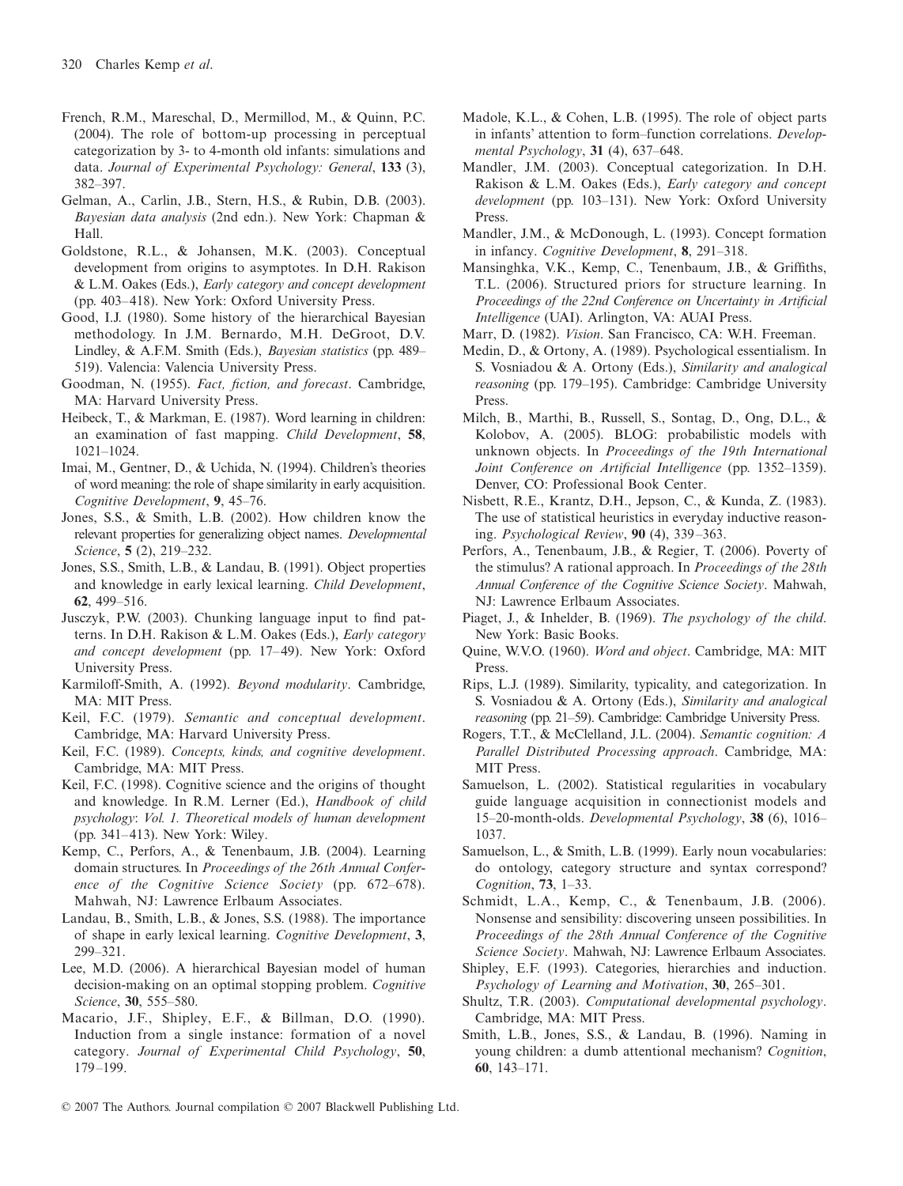French, R.M., Mareschal, D., Mermillod, M., & Quinn, P.C. (2004). The role of bottom-up processing in perceptual categorization by 3- to 4-month old infants: simulations and data. *Journal of Experimental Psychology: General*, **133** (3), 382–397.

Gelman, A., Carlin, J.B., Stern, H.S., & Rubin, D.B. (2003). *Bayesian data analysis* (2nd edn.). New York: Chapman & Hall.

Goldstone, R.L., & Johansen, M.K. (2003). Conceptual development from origins to asymptotes. In D.H. Rakison & L.M. Oakes (Eds.), *Early category and concept development* (pp. 403–418). New York: Oxford University Press.

Good, I.J. (1980). Some history of the hierarchical Bayesian methodology. In J.M. Bernardo, M.H. DeGroot, D.V. Lindley, & A.F.M. Smith (Eds.), *Bayesian statistics* (pp. 489–519). Valencia: Valencia University Press.

Goodman, N. (1955). *Fact, fiction, and forecast*. Cambridge, MA: Harvard University Press.

Heibeck, T., & Markman, E. (1987). Word learning in children: an examination of fast mapping. *Child Development*, **58**, 1021–1024.

Imai, M., Gentner, D., & Uchida, N. (1994). Children's theories of word meaning: the role of shape similarity in early acquisition. *Cognitive Development*, **9**, 45–76.

Jones, S.S., & Smith, L.B. (2002). How children know the relevant properties for generalizing object names. *Developmental Science*, **5** (2), 219–232.

Jones, S.S., Smith, L.B., & Landau, B. (1991). Object properties and knowledge in early lexical learning. *Child Development*, **62**, 499–516.

Jusczyk, P.W. (2003). Chunking language input to find patterns. In D.H. Rakison & L.M. Oakes (Eds.), *Early category and concept development* (pp. 17–49). New York: Oxford University Press.

Karmiloff-Smith, A. (1992). *Beyond modularity*. Cambridge, MA: MIT Press.

Keil, F.C. (1979). *Semantic and conceptual development*. Cambridge, MA: Harvard University Press.

Keil, F.C. (1989). *Concepts, kinds, and cognitive development*. Cambridge, MA: MIT Press.

Keil, F.C. (1998). Cognitive science and the origins of thought and knowledge. In R.M. Lerner (Ed.), *Handbook of child psychology*: *Vol. 1. Theoretical models of human development* (pp. 341–413). New York: Wiley.

Kemp, C., Perfors, A., & Tenenbaum, J.B. (2004). Learning domain structures. In *Proceedings of the 26th Annual Conference of the Cognitive Science Society* (pp. 672–678). Mahwah, NJ: Lawrence Erlbaum Associates.

Landau, B., Smith, L.B., & Jones, S.S. (1988). The importance of shape in early lexical learning. *Cognitive Development*, **3**, 299–321.

Lee, M.D. (2006). A hierarchical Bayesian model of human decision-making on an optimal stopping problem. *Cognitive Science*, **30**, 555–580.

Macario, J.F., Shipley, E.F., & Billman, D.O. (1990). Induction from a single instance: formation of a novel category. *Journal of Experimental Child Psychology*, **50**, 179–199.

Madole, K.L., & Cohen, L.B. (1995). The role of object parts in infants' attention to form–function correlations. *Developmental Psychology*, **31** (4), 637–648.

Mandler, J.M. (2003). Conceptual categorization. In D.H. Rakison & L.M. Oakes (Eds.), *Early category and concept development* (pp. 103–131). New York: Oxford University Press.

Mandler, J.M., & McDonough, L. (1993). Concept formation in infancy. *Cognitive Development*, **8**, 291–318.

Mansinghka, V.K., Kemp, C., Tenenbaum, J.B., & Griffiths, T.L. (2006). Structured priors for structure learning. In *Proceedings of the 22nd Conference on Uncertainty in Artificial Intelligence* (UAI). Arlington, VA: AUAI Press.

Marr, D. (1982). *Vision*. San Francisco, CA: W.H. Freeman.

Medin, D., & Ortony, A. (1989). Psychological essentialism. In S. Vosniadou & A. Ortony (Eds.), *Similarity and analogical reasoning* (pp. 179–195). Cambridge: Cambridge University Press.

Milch, B., Marthi, B., Russell, S., Sontag, D., Ong, D.L., & Kolobov, A. (2005). BLOG: probabilistic models with unknown objects. In *Proceedings of the 19th International Joint Conference on Artificial Intelligence* (pp. 1352–1359). Denver, CO: Professional Book Center.

Nisbett, R.E., Krantz, D.H., Jepson, C., & Kunda, Z. (1983). The use of statistical heuristics in everyday inductive reasoning. *Psychological Review*, **90** (4), 339–363.

Perfors, A., Tenenbaum, J.B., & Regier, T. (2006). Poverty of the stimulus? A rational approach. In *Proceedings of the 28th Annual Conference of the Cognitive Science Society*. Mahwah, NJ: Lawrence Erlbaum Associates.

Piaget, J., & Inhelder, B. (1969). *The psychology of the child*. New York: Basic Books.

Quine, W.V.O. (1960). *Word and object*. Cambridge, MA: MIT Press.

Rips, L.J. (1989). Similarity, typicality, and categorization. In S. Vosniadou & A. Ortony (Eds.), *Similarity and analogical reasoning* (pp. 21–59). Cambridge: Cambridge University Press.

Rogers, T.T., & McClelland, J.L. (2004). *Semantic cognition: A Parallel Distributed Processing approach*. Cambridge, MA: MIT Press.

Samuelson, L. (2002). Statistical regularities in vocabulary guide language acquisition in connectionist models and 15–20-month-olds. *Developmental Psychology*, **38** (6), 1016–1037.

Samuelson, L., & Smith, L.B. (1999). Early noun vocabularies: do ontology, category structure and syntax correspond? *Cognition*, **73**, 1–33.

Schmidt, L.A., Kemp, C., & Tenenbaum, J.B. (2006). Nonsense and sensibility: discovering unseen possibilities. In *Proceedings of the 28th Annual Conference of the Cognitive Science Society*. Mahwah, NJ: Lawrence Erlbaum Associates.

Shipley, E.F. (1993). Categories, hierarchies and induction. *Psychology of Learning and Motivation*, **30**, 265–301.

Shultz, T.R. (2003). *Computational developmental psychology*. Cambridge, MA: MIT Press.

Smith, L.B., Jones, S.S., & Landau, B. (1996). Naming in young children: a dumb attentional mechanism? *Cognition*, **60**, 143–171.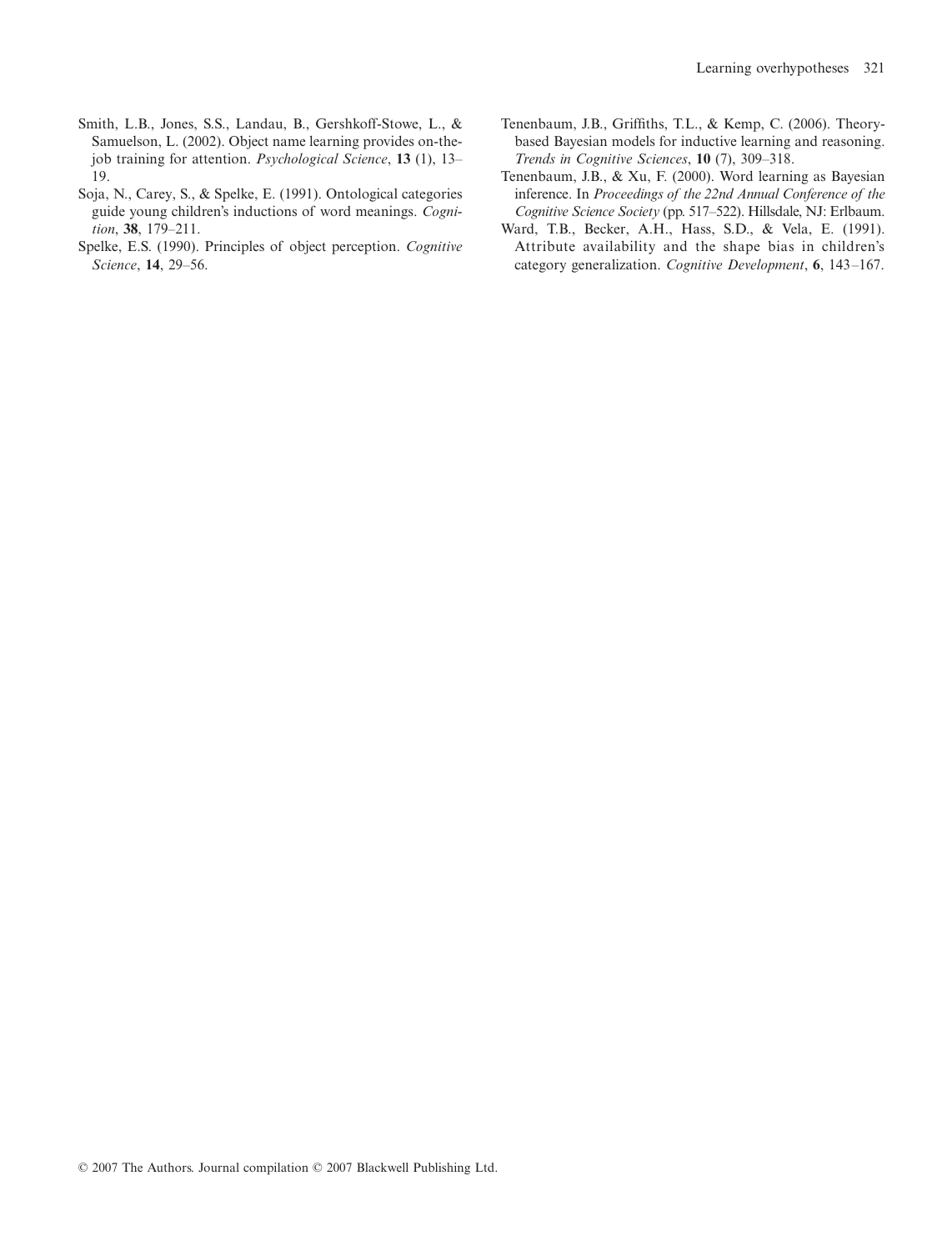Smith, L.B., Jones, S.S., Landau, B., Gershkoff-Stowe, L., & Samuelson, L. (2002). Object name learning provides on-the-job training for attention. *Psychological Science*, **13** (1), 13–19.

Soja, N., Carey, S., & Spelke, E. (1991). Ontological categories guide young children's inductions of word meanings. *Cognition*, **38**, 179–211.

Spelke, E.S. (1990). Principles of object perception. *Cognitive Science*, **14**, 29–56.

Tenenbaum, J.B., Griffiths, T.L., & Kemp, C. (2006). Theory-based Bayesian models for inductive learning and reasoning. *Trends in Cognitive Sciences*, **10** (7), 309–318.

Tenenbaum, J.B., & Xu, F. (2000). Word learning as Bayesian inference. In *Proceedings of the 22nd Annual Conference of the Cognitive Science Society* (pp. 517–522). Hillsdale, NJ: Erlbaum.

Ward, T.B., Becker, A.H., Hass, S.D., & Vela, E. (1991). Attribute availability and the shape bias in children's category generalization. *Cognitive Development*, **6**, 143–167.